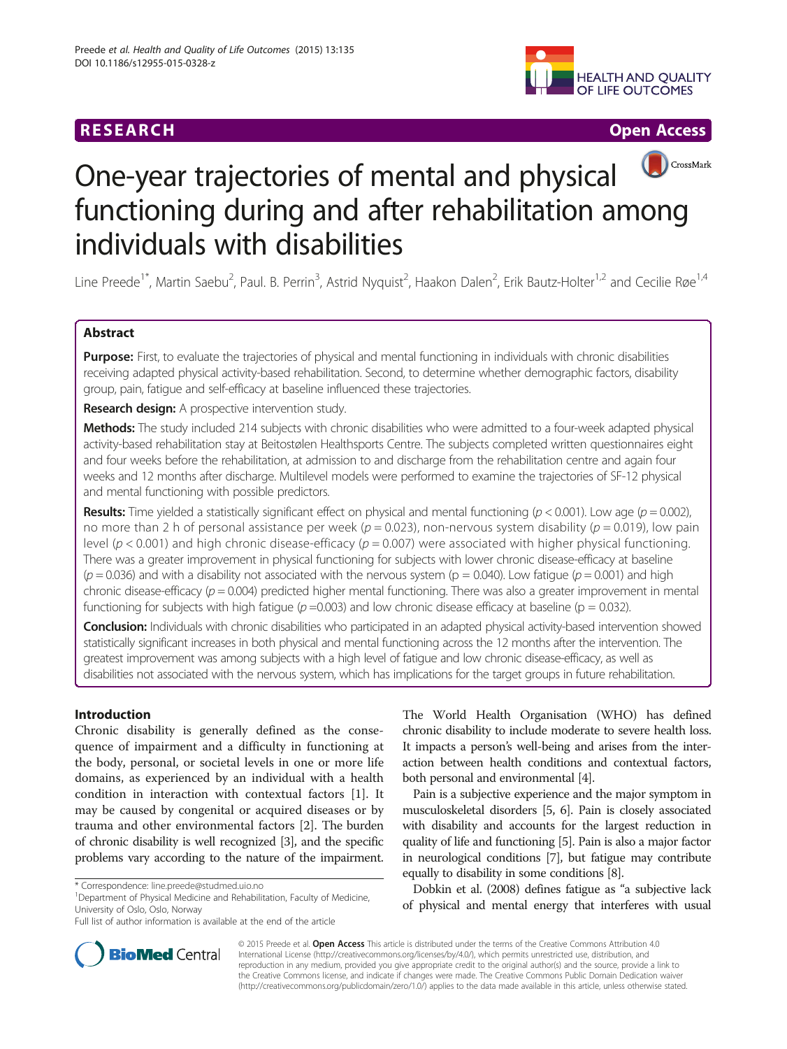RESEARCH

Open Access

# One-year trajectories of mental and physical functioning during and after rehabilitation among individuals with disabilities

Line Preede[1*], Martin Saebu[2], Paul. B. Perrin[3], Astrid Nyquist[2], Haakon Dalen[2], Erik Bautz-Holter[1,2] and Cecilie Røe[1,4]

## Abstract

**Purpose:** First, to evaluate the trajectories of physical and mental functioning in individuals with chronic disabilities receiving adapted physical activity-based rehabilitation. Second, to determine whether demographic factors, disability group, pain, fatigue and self-efficacy at baseline influenced these trajectories.

**Research design:** A prospective intervention study.

**Methods:** The study included 214 subjects with chronic disabilities who were admitted to a four-week adapted physical activity-based rehabilitation stay at Beitostølen Healthsports Centre. The subjects completed written questionnaires eight and four weeks before the rehabilitation, at admission to and discharge from the rehabilitation centre and again four weeks and 12 months after discharge. Multilevel models were performed to examine the trajectories of SF-12 physical and mental functioning with possible predictors.

**Results:** Time yielded a statistically significant effect on physical and mental functioning ($p < 0.001$). Low age ($p = 0.002$), no more than 2 h of personal assistance per week ($p = 0.023$), non-nervous system disability ($p = 0.019$), low pain level ($p < 0.001$) and high chronic disease-efficacy ($p = 0.007$) were associated with higher physical functioning. There was a greater improvement in physical functioning for subjects with lower chronic disease-efficacy at baseline ($p = 0.036$) and with a disability not associated with the nervous system ($p = 0.040$). Low fatigue ($p = 0.001$) and high chronic disease-efficacy ($p = 0.004$) predicted higher mental functioning. There was also a greater improvement in mental functioning for subjects with high fatigue ($p = 0.003$) and low chronic disease efficacy at baseline ($p = 0.032$).

**Conclusion:** Individuals with chronic disabilities who participated in an adapted physical activity-based intervention showed statistically significant increases in both physical and mental functioning across the 12 months after the intervention. The greatest improvement was among subjects with a high level of fatigue and low chronic disease-efficacy, as well as disabilities not associated with the nervous system, which has implications for the target groups in future rehabilitation.

## Introduction

Chronic disability is generally defined as the consequence of impairment and a difficulty in functioning at the body, personal, or societal levels in one or more life domains, as experienced by an individual with a health condition in interaction with contextual factors [1]. It may be caused by congenital or acquired diseases or by trauma and other environmental factors [2]. The burden of chronic disability is well recognized [3], and the specific problems vary according to the nature of the impairment. The World Health Organisation (WHO) has defined chronic disability to include moderate to severe health loss. It impacts a person's well-being and arises from the interaction between health conditions and contextual factors, both personal and environmental [4].

Pain is a subjective experience and the major symptom in musculoskeletal disorders [5, 6]. Pain is closely associated with disability and accounts for the largest reduction in quality of life and functioning [5]. Pain is also a major factor in neurological conditions [7], but fatigue may contribute equally to disability in some conditions [8].

Dobkin et al. (2008) defines fatigue as "a subjective lack of physical and mental energy that interferes with usual

\* Correspondence: line.preede@studmed.uio.no

[1]Department of Physical Medicine and Rehabilitation, Faculty of Medicine, University of Oslo, Oslo, Norway

Full list of author information is available at the end of the article

© 2015 Preede et al. **Open Access** This article is distributed under the terms of the Creative Commons Attribution 4.0 International License (http://creativecommons.org/licenses/by/4.0/), which permits unrestricted use, distribution, and reproduction in any medium, provided you give appropriate credit to the original author(s) and the source, provide a link to the Creative Commons license, and indicate if changes were made. The Creative Commons Public Domain Dedication waiver (http://creativecommons.org/publicdomain/zero/1.0/) applies to the data made available in this article, unless otherwise stated.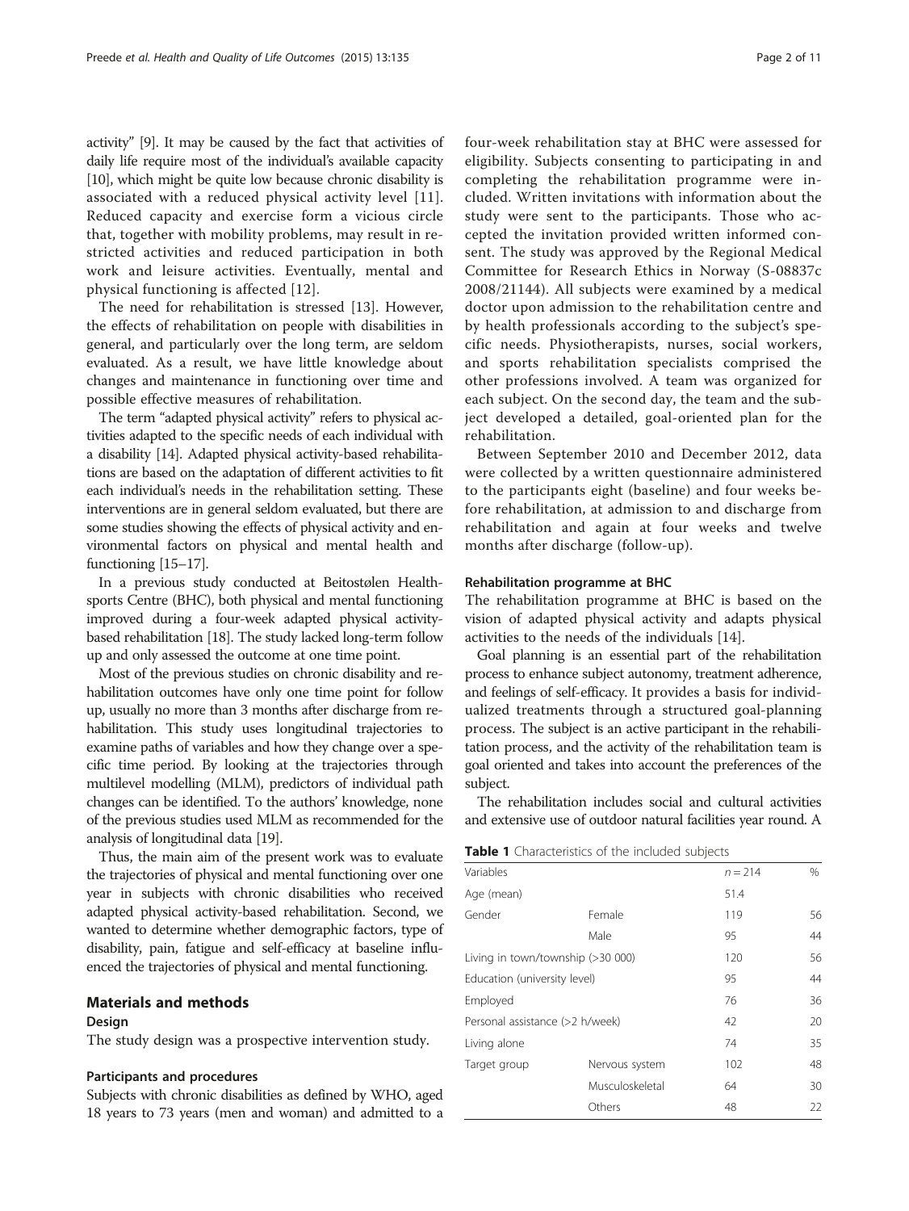activity" [9]. It may be caused by the fact that activities of daily life require most of the individual's available capacity [10], which might be quite low because chronic disability is associated with a reduced physical activity level [11]. Reduced capacity and exercise form a vicious circle that, together with mobility problems, may result in restricted activities and reduced participation in both work and leisure activities. Eventually, mental and physical functioning is affected [12].

The need for rehabilitation is stressed [13]. However, the effects of rehabilitation on people with disabilities in general, and particularly over the long term, are seldom evaluated. As a result, we have little knowledge about changes and maintenance in functioning over time and possible effective measures of rehabilitation.

The term "adapted physical activity" refers to physical activities adapted to the specific needs of each individual with a disability [14]. Adapted physical activity-based rehabilitations are based on the adaptation of different activities to fit each individual's needs in the rehabilitation setting. These interventions are in general seldom evaluated, but there are some studies showing the effects of physical activity and environmental factors on physical and mental health and functioning [15–17].

In a previous study conducted at Beitostølen Healthsports Centre (BHC), both physical and mental functioning improved during a four-week adapted physical activity-based rehabilitation [18]. The study lacked long-term follow up and only assessed the outcome at one time point.

Most of the previous studies on chronic disability and rehabilitation outcomes have only one time point for follow up, usually no more than 3 months after discharge from rehabilitation. This study uses longitudinal trajectories to examine paths of variables and how they change over a specific time period. By looking at the trajectories through multilevel modelling (MLM), predictors of individual path changes can be identified. To the authors' knowledge, none of the previous studies used MLM as recommended for the analysis of longitudinal data [19].

Thus, the main aim of the present work was to evaluate the trajectories of physical and mental functioning over one year in subjects with chronic disabilities who received adapted physical activity-based rehabilitation. Second, we wanted to determine whether demographic factors, type of disability, pain, fatigue and self-efficacy at baseline influenced the trajectories of physical and mental functioning.

## Materials and methods

### Design

The study design was a prospective intervention study.

### Participants and procedures

Subjects with chronic disabilities as defined by WHO, aged 18 years to 73 years (men and woman) and admitted to a four-week rehabilitation stay at BHC were assessed for eligibility. Subjects consenting to participating in and completing the rehabilitation programme were included. Written invitations with information about the study were sent to the participants. Those who accepted the invitation provided written informed consent. The study was approved by the Regional Medical Committee for Research Ethics in Norway (S-08837c 2008/21144). All subjects were examined by a medical doctor upon admission to the rehabilitation centre and by health professionals according to the subject's specific needs. Physiotherapists, nurses, social workers, and sports rehabilitation specialists comprised the other professions involved. A team was organized for each subject. On the second day, the team and the subject developed a detailed, goal-oriented plan for the rehabilitation.

Between September 2010 and December 2012, data were collected by a written questionnaire administered to the participants eight (baseline) and four weeks before rehabilitation, at admission to and discharge from rehabilitation and again at four weeks and twelve months after discharge (follow-up).

### Rehabilitation programme at BHC

The rehabilitation programme at BHC is based on the vision of adapted physical activity and adapts physical activities to the needs of the individuals [14].

Goal planning is an essential part of the rehabilitation process to enhance subject autonomy, treatment adherence, and feelings of self-efficacy. It provides a basis for individualized treatments through a structured goal-planning process. The subject is an active participant in the rehabilitation process, and the activity of the rehabilitation team is goal oriented and takes into account the preferences of the subject.

The rehabilitation includes social and cultural activities and extensive use of outdoor natural facilities year round. A

**Table 1** Characteristics of the included subjects

| Variables | | n = 214 | % |
|---|---|---|---|
| Age (mean) | | 51.4 | |
| Gender | Female | 119 | 56 |
| | Male | 95 | 44 |
| Living in town/township (>30 000) | | 120 | 56 |
| Education (university level) | | 95 | 44 |
| Employed | | 76 | 36 |
| Personal assistance (>2 h/week) | | 42 | 20 |
| Living alone | | 74 | 35 |
| Target group | Nervous system | 102 | 48 |
| | Musculoskeletal | 64 | 30 |
| | Others | 48 | 22 |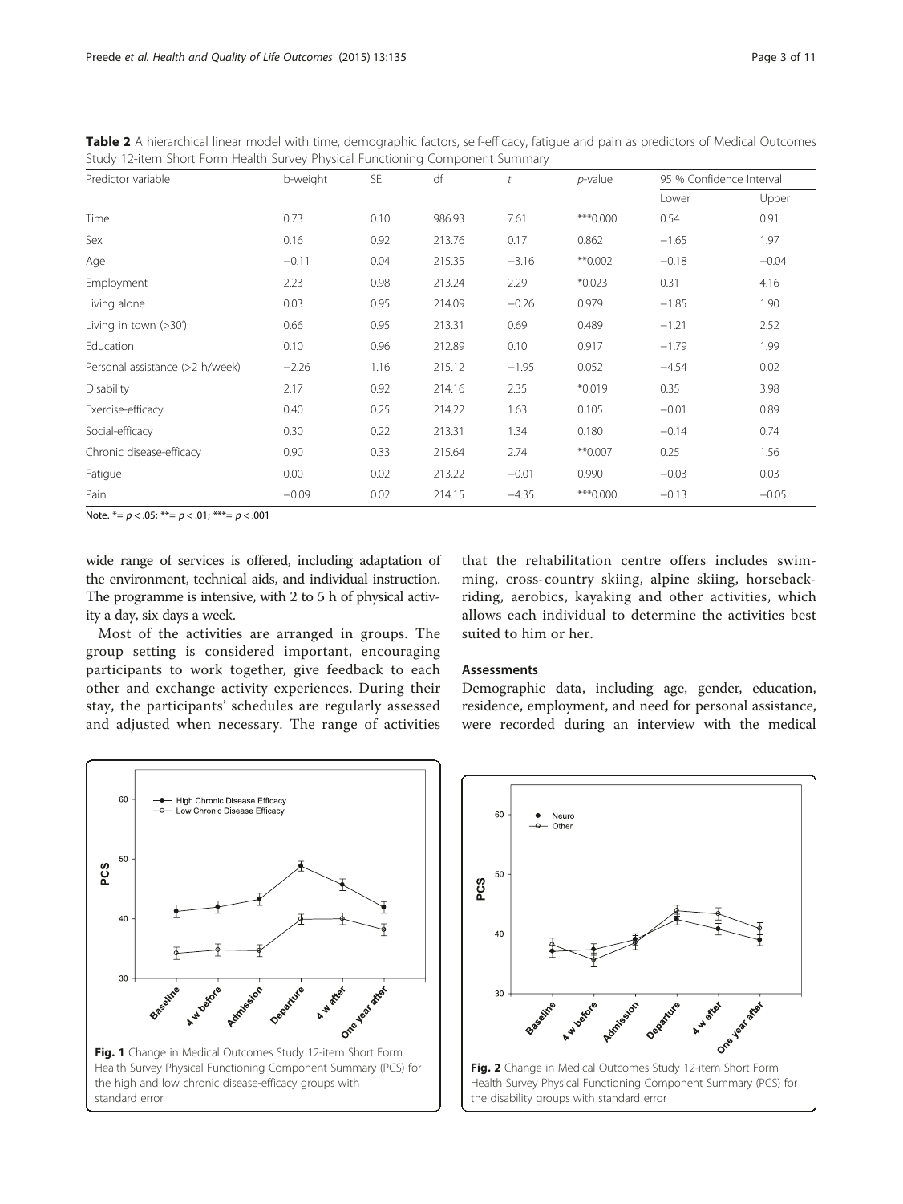**Table 2** A hierarchical linear model with time, demographic factors, self-efficacy, fatigue and pain as predictors of Medical Outcomes Study 12-item Short Form Health Survey Physical Functioning Component Summary

| Predictor variable | b-weight | SE | df | $t$ | $p$-value | 95 % Confidence Interval | |
|---|---|---|---|---|---|---|---|
| | | | | | | Lower | Upper |
| Time | 0.73 | 0.10 | 986.93 | 7.61 | ***0.000 | 0.54 | 0.91 |
| Sex | 0.16 | 0.92 | 213.76 | 0.17 | 0.862 | −1.65 | 1.97 |
| Age | −0.11 | 0.04 | 215.35 | −3.16 | **0.002 | −0.18 | −0.04 |
| Employment | 2.23 | 0.98 | 213.24 | 2.29 | *0.023 | 0.31 | 4.16 |
| Living alone | 0.03 | 0.95 | 214.09 | −0.26 | 0.979 | −1.85 | 1.90 |
| Living in town (>30') | 0.66 | 0.95 | 213.31 | 0.69 | 0.489 | −1.21 | 2.52 |
| Education | 0.10 | 0.96 | 212.89 | 0.10 | 0.917 | −1.79 | 1.99 |
| Personal assistance (>2 h/week) | −2.26 | 1.16 | 215.12 | −1.95 | 0.052 | −4.54 | 0.02 |
| Disability | 2.17 | 0.92 | 214.16 | 2.35 | *0.019 | 0.35 | 3.98 |
| Exercise-efficacy | 0.40 | 0.25 | 214.22 | 1.63 | 0.105 | −0.01 | 0.89 |
| Social-efficacy | 0.30 | 0.22 | 213.31 | 1.34 | 0.180 | −0.14 | 0.74 |
| Chronic disease-efficacy | 0.90 | 0.33 | 215.64 | 2.74 | **0.007 | 0.25 | 1.56 |
| Fatigue | 0.00 | 0.02 | 213.22 | −0.01 | 0.990 | −0.03 | 0.03 |
| Pain | −0.09 | 0.02 | 214.15 | −4.35 | ***0.000 | −0.13 | −0.05 |

Note. *= $p < .05$; **= $p < .01$; ***= $p < .001$

wide range of services is offered, including adaptation of the environment, technical aids, and individual instruction. The programme is intensive, with 2 to 5 h of physical activity a day, six days a week.

Most of the activities are arranged in groups. The group setting is considered important, encouraging participants to work together, give feedback to each other and exchange activity experiences. During their stay, the participants' schedules are regularly assessed and adjusted when necessary. The range of activities that the rehabilitation centre offers includes swimming, cross-country skiing, alpine skiing, horseback-riding, aerobics, kayaking and other activities, which allows each individual to determine the activities best suited to him or her.

### Assessments

Demographic data, including age, gender, education, residence, employment, and need for personal assistance, were recorded during an interview with the medical

**Fig. 1** Change in Medical Outcomes Study 12-item Short Form Health Survey Physical Functioning Component Summary (PCS) for the high and low chronic disease-efficacy groups with standard error

**Fig. 2** Change in Medical Outcomes Study 12-item Short Form Health Survey Physical Functioning Component Summary (PCS) for the disability groups with standard error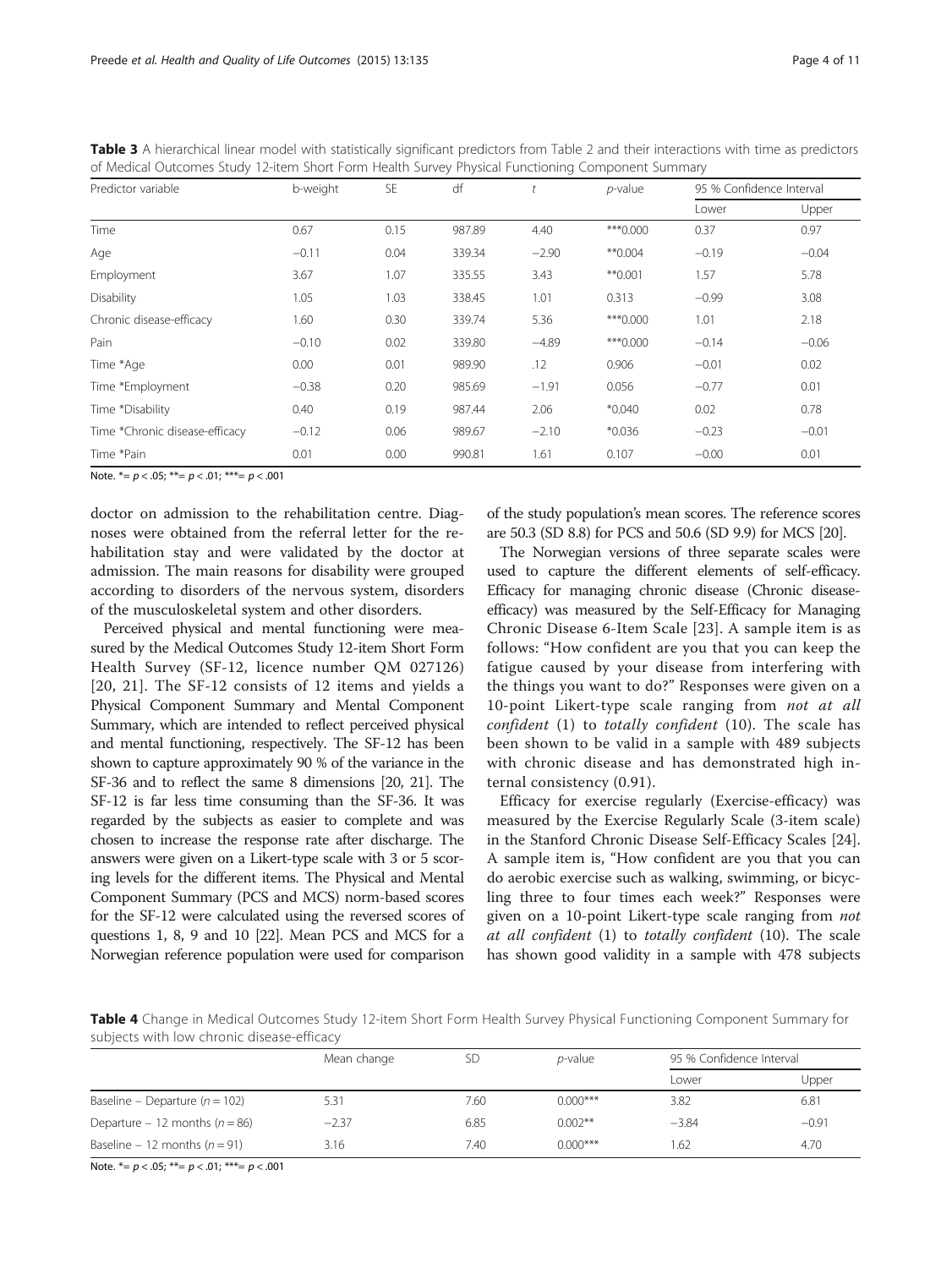**Table 3** A hierarchical linear model with statistically significant predictors from Table 2 and their interactions with time as predictors of Medical Outcomes Study 12-item Short Form Health Survey Physical Functioning Component Summary

| Predictor variable | b-weight | SE | df | t | p-value | 95 % Confidence Interval | |
|---|---|---|---|---|---|---|---|
| | | | | | | Lower | Upper |
| Time | 0.67 | 0.15 | 987.89 | 4.40 | ***0.000 | 0.37 | 0.97 |
| Age | −0.11 | 0.04 | 339.34 | −2.90 | **0.004 | −0.19 | −0.04 |
| Employment | 3.67 | 1.07 | 335.55 | 3.43 | **0.001 | 1.57 | 5.78 |
| Disability | 1.05 | 1.03 | 338.45 | 1.01 | 0.313 | −0.99 | 3.08 |
| Chronic disease-efficacy | 1.60 | 0.30 | 339.74 | 5.36 | ***0.000 | 1.01 | 2.18 |
| Pain | −0.10 | 0.02 | 339.80 | −4.89 | ***0.000 | −0.14 | −0.06 |
| Time *Age | 0.00 | 0.01 | 989.90 | .12 | 0.906 | −0.01 | 0.02 |
| Time *Employment | −0.38 | 0.20 | 985.69 | −1.91 | 0.056 | −0.77 | 0.01 |
| Time *Disability | 0.40 | 0.19 | 987.44 | 2.06 | *0.040 | 0.02 | 0.78 |
| Time *Chronic disease-efficacy | −0.12 | 0.06 | 989.67 | −2.10 | *0.036 | −0.23 | −0.01 |
| Time *Pain | 0.01 | 0.00 | 990.81 | 1.61 | 0.107 | −0.00 | 0.01 |

Note. *= $p < .05$; **= $p < .01$; ***= $p < .001$

doctor on admission to the rehabilitation centre. Diagnoses were obtained from the referral letter for the rehabilitation stay and were validated by the doctor at admission. The main reasons for disability were grouped according to disorders of the nervous system, disorders of the musculoskeletal system and other disorders.

Perceived physical and mental functioning were measured by the Medical Outcomes Study 12-item Short Form Health Survey (SF-12, licence number QM 027126) [20, 21]. The SF-12 consists of 12 items and yields a Physical Component Summary and Mental Component Summary, which are intended to reflect perceived physical and mental functioning, respectively. The SF-12 has been shown to capture approximately 90 % of the variance in the SF-36 and to reflect the same 8 dimensions [20, 21]. The SF-12 is far less time consuming than the SF-36. It was regarded by the subjects as easier to complete and was chosen to increase the response rate after discharge. The answers were given on a Likert-type scale with 3 or 5 scoring levels for the different items. The Physical and Mental Component Summary (PCS and MCS) norm-based scores for the SF-12 were calculated using the reversed scores of questions 1, 8, 9 and 10 [22]. Mean PCS and MCS for a Norwegian reference population were used for comparison of the study population's mean scores. The reference scores are 50.3 (SD 8.8) for PCS and 50.6 (SD 9.9) for MCS [20].

The Norwegian versions of three separate scales were used to capture the different elements of self-efficacy. Efficacy for managing chronic disease (Chronic disease-efficacy) was measured by the Self-Efficacy for Managing Chronic Disease 6-Item Scale [23]. A sample item is as follows: "How confident are you that you can keep the fatigue caused by your disease from interfering with the things you want to do?" Responses were given on a 10-point Likert-type scale ranging from *not at all confident* (1) to *totally confident* (10). The scale has been shown to be valid in a sample with 489 subjects with chronic disease and has demonstrated high internal consistency (0.91).

Efficacy for exercise regularly (Exercise-efficacy) was measured by the Exercise Regularly Scale (3-item scale) in the Stanford Chronic Disease Self-Efficacy Scales [24]. A sample item is, "How confident are you that you can do aerobic exercise such as walking, swimming, or bicycling three to four times each week?" Responses were given on a 10-point Likert-type scale ranging from *not at all confident* (1) to *totally confident* (10). The scale has shown good validity in a sample with 478 subjects

**Table 4** Change in Medical Outcomes Study 12-item Short Form Health Survey Physical Functioning Component Summary for subjects with low chronic disease-efficacy

| | Mean change | SD | p-value | 95 % Confidence Interval | |
|---|---|---|---|---|---|
| | | | | Lower | Upper |
| Baseline – Departure ($n = 102$) | 5.31 | 7.60 | 0.000*** | 3.82 | 6.81 |
| Departure – 12 months ($n = 86$) | −2.37 | 6.85 | 0.002** | −3.84 | −0.91 |
| Baseline – 12 months ($n = 91$) | 3.16 | 7.40 | 0.000*** | 1.62 | 4.70 |

Note. *= $p < .05$; **= $p < .01$; ***= $p < .001$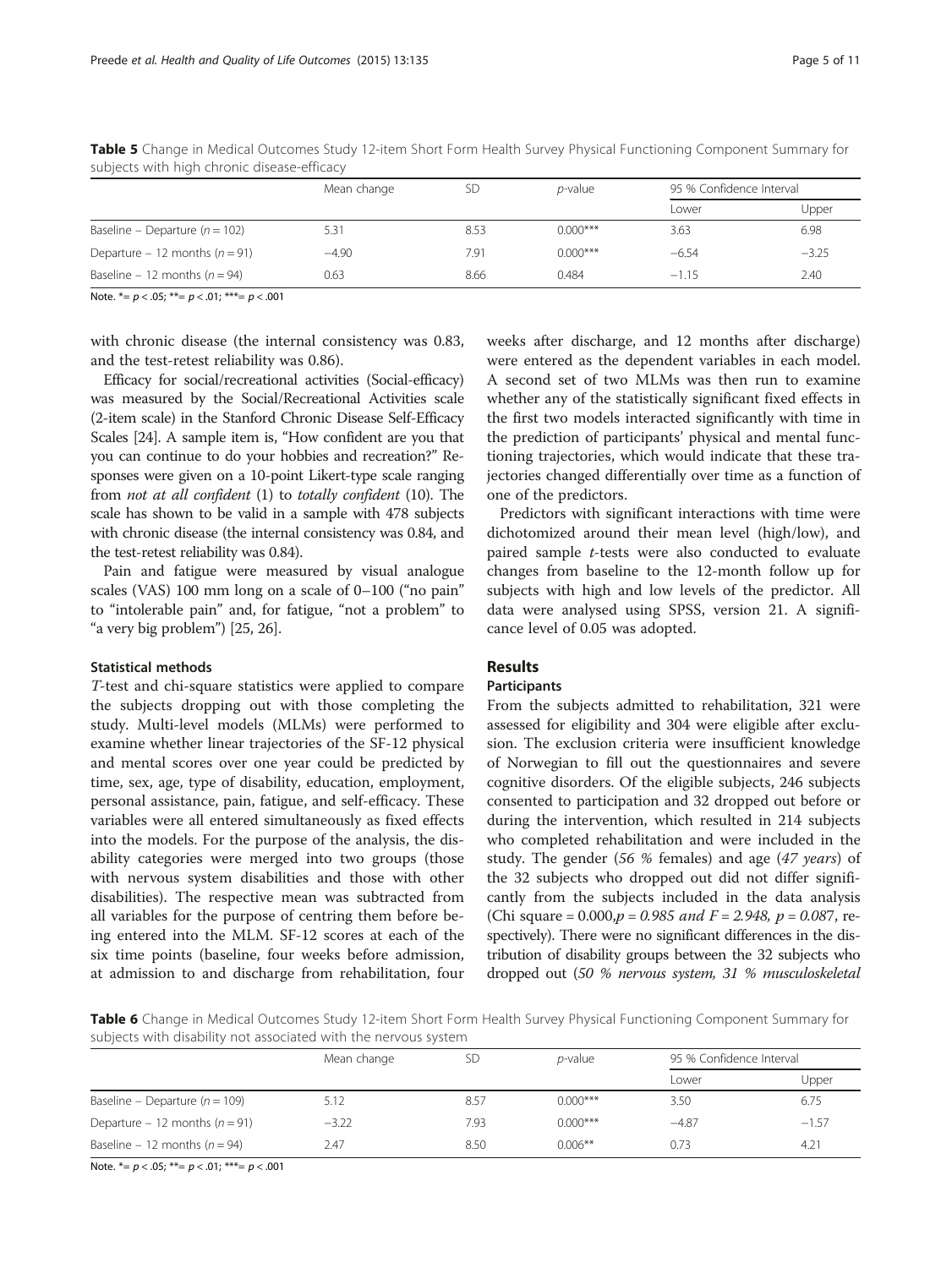**Table 5** Change in Medical Outcomes Study 12-item Short Form Health Survey Physical Functioning Component Summary for subjects with high chronic disease-efficacy

| | Mean change | SD | *p*-value | 95 % Confidence Interval | |
|---|---|---|---|---|---|
| | | | | Lower | Upper |
| Baseline – Departure ($n = 102$) | 5.31 | 8.53 | 0.000*** | 3.63 | 6.98 |
| Departure – 12 months ($n = 91$) | −4.90 | 7.91 | 0.000*** | −6.54 | −3.25 |
| Baseline – 12 months ($n = 94$) | 0.63 | 8.66 | 0.484 | −1.15 | 2.40 |

Note. *= $p < .05$; **= $p < .01$; ***= $p < .001$

with chronic disease (the internal consistency was 0.83, and the test-retest reliability was 0.86).

Efficacy for social/recreational activities (Social-efficacy) was measured by the Social/Recreational Activities scale (2-item scale) in the Stanford Chronic Disease Self-Efficacy Scales [24]. A sample item is, "How confident are you that you can continue to do your hobbies and recreation?" Responses were given on a 10-point Likert-type scale ranging from *not at all confident* (1) to *totally confident* (10). The scale has shown to be valid in a sample with 478 subjects with chronic disease (the internal consistency was 0.84, and the test-retest reliability was 0.84).

Pain and fatigue were measured by visual analogue scales (VAS) 100 mm long on a scale of 0–100 ("no pain" to "intolerable pain" and, for fatigue, "not a problem" to "a very big problem") [25, 26].

### Statistical methods

*T*-test and chi-square statistics were applied to compare the subjects dropping out with those completing the study. Multi-level models (MLMs) were performed to examine whether linear trajectories of the SF-12 physical and mental scores over one year could be predicted by time, sex, age, type of disability, education, employment, personal assistance, pain, fatigue, and self-efficacy. These variables were all entered simultaneously as fixed effects into the models. For the purpose of the analysis, the disability categories were merged into two groups (those with nervous system disabilities and those with other disabilities). The respective mean was subtracted from all variables for the purpose of centring them before being entered into the MLM. SF-12 scores at each of the six time points (baseline, four weeks before admission, at admission to and discharge from rehabilitation, four weeks after discharge, and 12 months after discharge) were entered as the dependent variables in each model. A second set of two MLMs was then run to examine whether any of the statistically significant fixed effects in the first two models interacted significantly with time in the prediction of participants' physical and mental functioning trajectories, which would indicate that these trajectories changed differentially over time as a function of one of the predictors.

Predictors with significant interactions with time were dichotomized around their mean level (high/low), and paired sample *t*-tests were also conducted to evaluate changes from baseline to the 12-month follow up for subjects with high and low levels of the predictor. All data were analysed using SPSS, version 21. A significance level of 0.05 was adopted.

## Results

### Participants

From the subjects admitted to rehabilitation, 321 were assessed for eligibility and 304 were eligible after exclusion. The exclusion criteria were insufficient knowledge of Norwegian to fill out the questionnaires and severe cognitive disorders. Of the eligible subjects, 246 subjects consented to participation and 32 dropped out before or during the intervention, which resulted in 214 subjects who completed rehabilitation and were included in the study. The gender (*56 %* females) and age (*47 years*) of the 32 subjects who dropped out did not differ significantly from the subjects included in the data analysis (Chi square = 0.000, $p = 0.985$ and $F = 2.948$, $p = 0.087$, respectively). There were no significant differences in the distribution of disability groups between the 32 subjects who dropped out (*50 % nervous system, 31 % musculoskeletal*

**Table 6** Change in Medical Outcomes Study 12-item Short Form Health Survey Physical Functioning Component Summary for subjects with disability not associated with the nervous system

| | Mean change | SD | *p*-value | 95 % Confidence Interval | |
|---|---|---|---|---|---|
| | | | | Lower | Upper |
| Baseline – Departure ($n = 109$) | 5.12 | 8.57 | 0.000*** | 3.50 | 6.75 |
| Departure – 12 months ($n = 91$) | −3.22 | 7.93 | 0.000*** | −4.87 | −1.57 |
| Baseline – 12 months ($n = 94$) | 2.47 | 8.50 | 0.006** | 0.73 | 4.21 |

Note. *= $p < .05$; **= $p < .01$; ***= $p < .001$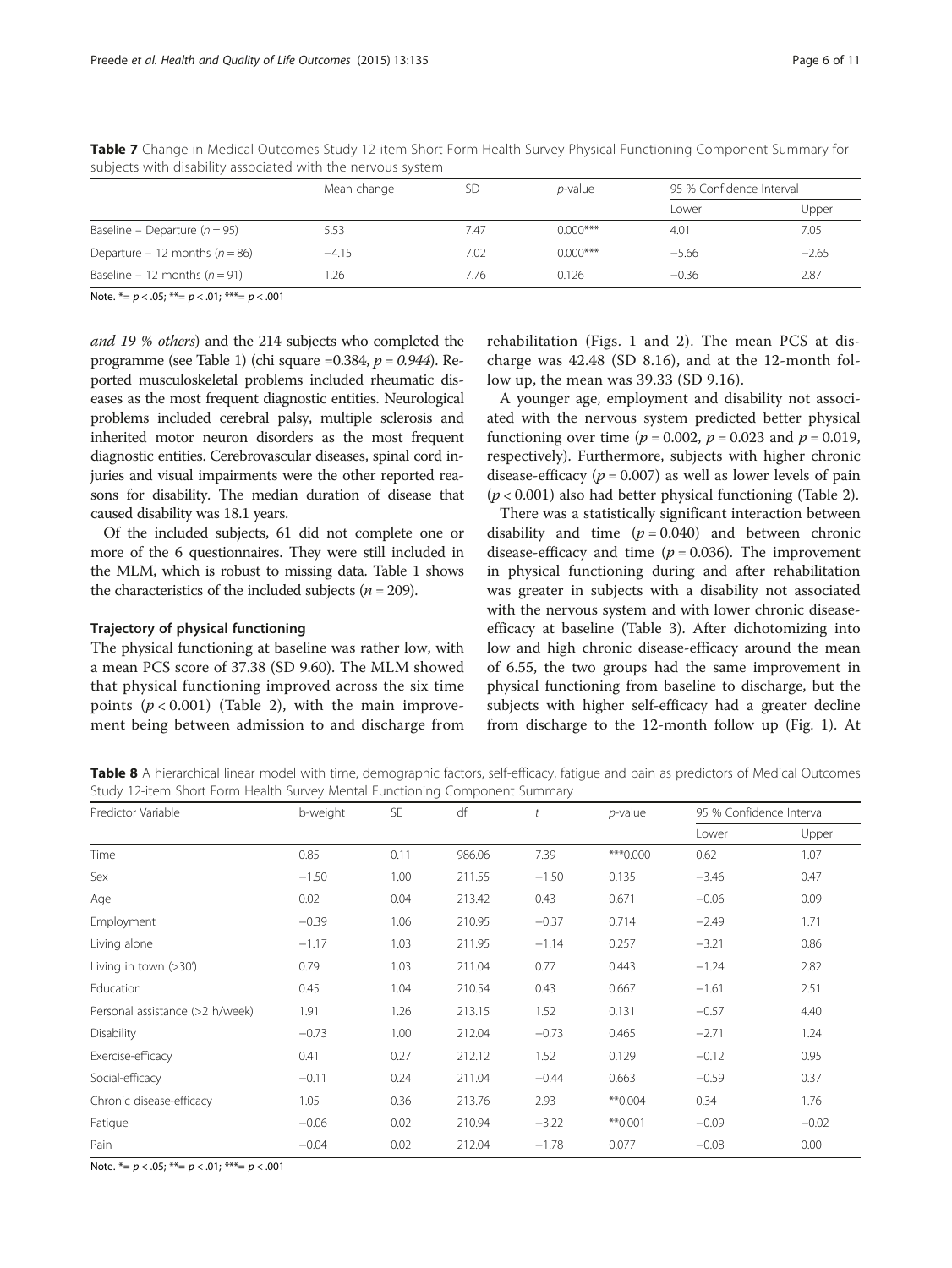**Table 7** Change in Medical Outcomes Study 12-item Short Form Health Survey Physical Functioning Component Summary for subjects with disability associated with the nervous system

| | Mean change | SD | *p*-value | 95 % Confidence Interval | |
|---|---|---|---|---|---|
| | | | | Lower | Upper |
| Baseline – Departure ($n = 95$) | 5.53 | 7.47 | 0.000*** | 4.01 | 7.05 |
| Departure – 12 months ($n = 86$) | −4.15 | 7.02 | 0.000*** | −5.66 | −2.65 |
| Baseline – 12 months ($n = 91$) | 1.26 | 7.76 | 0.126 | −0.36 | 2.87 |

Note. *= $p < .05$; **= $p < .01$; ***= $p < .001$

*and 19 % others*) and the 214 subjects who completed the programme (see Table 1) (chi square =0.384, $p = 0.944$). Reported musculoskeletal problems included rheumatic diseases as the most frequent diagnostic entities. Neurological problems included cerebral palsy, multiple sclerosis and inherited motor neuron disorders as the most frequent diagnostic entities. Cerebrovascular diseases, spinal cord injuries and visual impairments were the other reported reasons for disability. The median duration of disease that caused disability was 18.1 years.

Of the included subjects, 61 did not complete one or more of the 6 questionnaires. They were still included in the MLM, which is robust to missing data. Table 1 shows the characteristics of the included subjects ($n = 209$).

#### Trajectory of physical functioning

The physical functioning at baseline was rather low, with a mean PCS score of 37.38 (SD 9.60). The MLM showed that physical functioning improved across the six time points ($p < 0.001$) (Table 2), with the main improvement being between admission to and discharge from rehabilitation (Figs. 1 and 2). The mean PCS at discharge was 42.48 (SD 8.16), and at the 12-month follow up, the mean was 39.33 (SD 9.16).

A younger age, employment and disability not associated with the nervous system predicted better physical functioning over time ($p = 0.002$, $p = 0.023$ and $p = 0.019$, respectively). Furthermore, subjects with higher chronic disease-efficacy ($p = 0.007$) as well as lower levels of pain ($p < 0.001$) also had better physical functioning (Table 2).

There was a statistically significant interaction between disability and time ($p = 0.040$) and between chronic disease-efficacy and time ($p = 0.036$). The improvement in physical functioning during and after rehabilitation was greater in subjects with a disability not associated with the nervous system and with lower chronic disease-efficacy at baseline (Table 3). After dichotomizing into low and high chronic disease-efficacy around the mean of 6.55, the two groups had the same improvement in physical functioning from baseline to discharge, but the subjects with higher self-efficacy had a greater decline from discharge to the 12-month follow up (Fig. 1). At

**Table 8** A hierarchical linear model with time, demographic factors, self-efficacy, fatigue and pain as predictors of Medical Outcomes Study 12-item Short Form Health Survey Mental Functioning Component Summary

| Predictor Variable | b-weight | SE | df | *t* | *p*-value | 95 % Confidence Interval | |
|---|---|---|---|---|---|---|---|
| | | | | | | Lower | Upper |
| Time | 0.85 | 0.11 | 986.06 | 7.39 | ***0.000 | 0.62 | 1.07 |
| Sex | −1.50 | 1.00 | 211.55 | −1.50 | 0.135 | −3.46 | 0.47 |
| Age | 0.02 | 0.04 | 213.42 | 0.43 | 0.671 | −0.06 | 0.09 |
| Employment | −0.39 | 1.06 | 210.95 | −0.37 | 0.714 | −2.49 | 1.71 |
| Living alone | −1.17 | 1.03 | 211.95 | −1.14 | 0.257 | −3.21 | 0.86 |
| Living in town (>30′) | 0.79 | 1.03 | 211.04 | 0.77 | 0.443 | −1.24 | 2.82 |
| Education | 0.45 | 1.04 | 210.54 | 0.43 | 0.667 | −1.61 | 2.51 |
| Personal assistance (>2 h/week) | 1.91 | 1.26 | 213.15 | 1.52 | 0.131 | −0.57 | 4.40 |
| Disability | −0.73 | 1.00 | 212.04 | −0.73 | 0.465 | −2.71 | 1.24 |
| Exercise-efficacy | 0.41 | 0.27 | 212.12 | 1.52 | 0.129 | −0.12 | 0.95 |
| Social-efficacy | −0.11 | 0.24 | 211.04 | −0.44 | 0.663 | −0.59 | 0.37 |
| Chronic disease-efficacy | 1.05 | 0.36 | 213.76 | 2.93 | **0.004 | 0.34 | 1.76 |
| Fatigue | −0.06 | 0.02 | 210.94 | −3.22 | **0.001 | −0.09 | −0.02 |
| Pain | −0.04 | 0.02 | 212.04 | −1.78 | 0.077 | −0.08 | 0.00 |

Note. *= $p < .05$; **= $p < .01$; ***= $p < .001$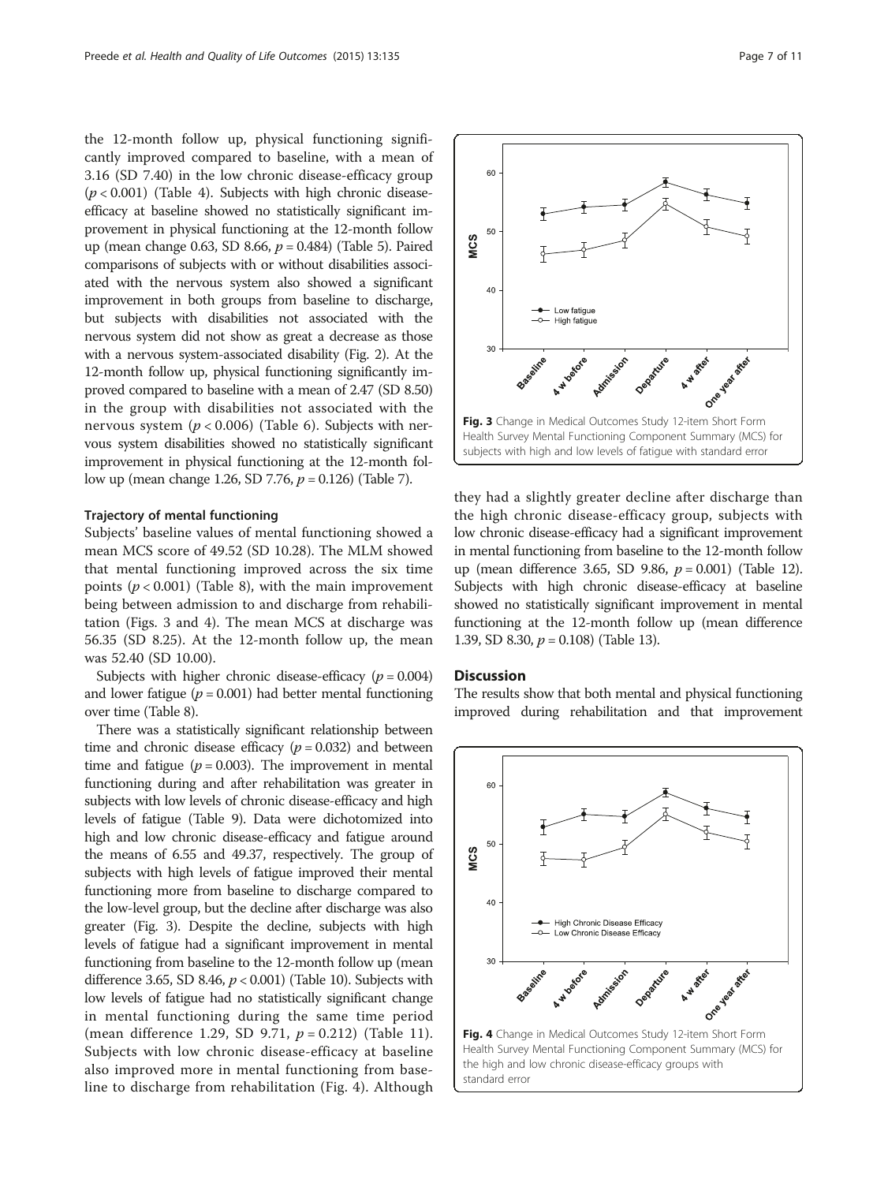the 12-month follow up, physical functioning significantly improved compared to baseline, with a mean of 3.16 (SD 7.40) in the low chronic disease-efficacy group ($p < 0.001$) (Table 4). Subjects with high chronic disease-efficacy at baseline showed no statistically significant improvement in physical functioning at the 12-month follow up (mean change 0.63, SD 8.66, $p = 0.484$) (Table 5). Paired comparisons of subjects with or without disabilities associated with the nervous system also showed a significant improvement in both groups from baseline to discharge, but subjects with disabilities not associated with the nervous system did not show as great a decrease as those with a nervous system-associated disability (Fig. 2). At the 12-month follow up, physical functioning significantly improved compared to baseline with a mean of 2.47 (SD 8.50) in the group with disabilities not associated with the nervous system ($p < 0.006$) (Table 6). Subjects with nervous system disabilities showed no statistically significant improvement in physical functioning at the 12-month follow up (mean change 1.26, SD 7.76, $p = 0.126$) (Table 7).

#### Trajectory of mental functioning

Subjects' baseline values of mental functioning showed a mean MCS score of 49.52 (SD 10.28). The MLM showed that mental functioning improved across the six time points ($p < 0.001$) (Table 8), with the main improvement being between admission to and discharge from rehabilitation (Figs. 3 and 4). The mean MCS at discharge was 56.35 (SD 8.25). At the 12-month follow up, the mean was 52.40 (SD 10.00).

Subjects with higher chronic disease-efficacy ($p = 0.004$) and lower fatigue ($p = 0.001$) had better mental functioning over time (Table 8).

There was a statistically significant relationship between time and chronic disease efficacy ($p = 0.032$) and between time and fatigue ($p = 0.003$). The improvement in mental functioning during and after rehabilitation was greater in subjects with low levels of chronic disease-efficacy and high levels of fatigue (Table 9). Data were dichotomized into high and low chronic disease-efficacy and fatigue around the means of 6.55 and 49.37, respectively. The group of subjects with high levels of fatigue improved their mental functioning more from baseline to discharge compared to the low-level group, but the decline after discharge was also greater (Fig. 3). Despite the decline, subjects with high levels of fatigue had a significant improvement in mental functioning from baseline to the 12-month follow up (mean difference 3.65, SD 8.46, $p < 0.001$) (Table 10). Subjects with low levels of fatigue had no statistically significant change in mental functioning during the same time period (mean difference 1.29, SD 9.71, $p = 0.212$) (Table 11). Subjects with low chronic disease-efficacy at baseline also improved more in mental functioning from baseline to discharge from rehabilitation (Fig. 4). Although they had a slightly greater decline after discharge than the high chronic disease-efficacy group, subjects with low chronic disease-efficacy had a significant improvement in mental functioning from baseline to the 12-month follow up (mean difference 3.65, SD 9.86, $p = 0.001$) (Table 12). Subjects with high chronic disease-efficacy at baseline showed no statistically significant improvement in mental functioning at the 12-month follow up (mean difference 1.39, SD 8.30, $p = 0.108$) (Table 13).

**Fig. 3** Change in Medical Outcomes Study 12-item Short Form Health Survey Mental Functioning Component Summary (MCS) for subjects with high and low levels of fatigue with standard error

**Fig. 4** Change in Medical Outcomes Study 12-item Short Form Health Survey Mental Functioning Component Summary (MCS) for the high and low chronic disease-efficacy groups with standard error

## Discussion

The results show that both mental and physical functioning improved during rehabilitation and that improvement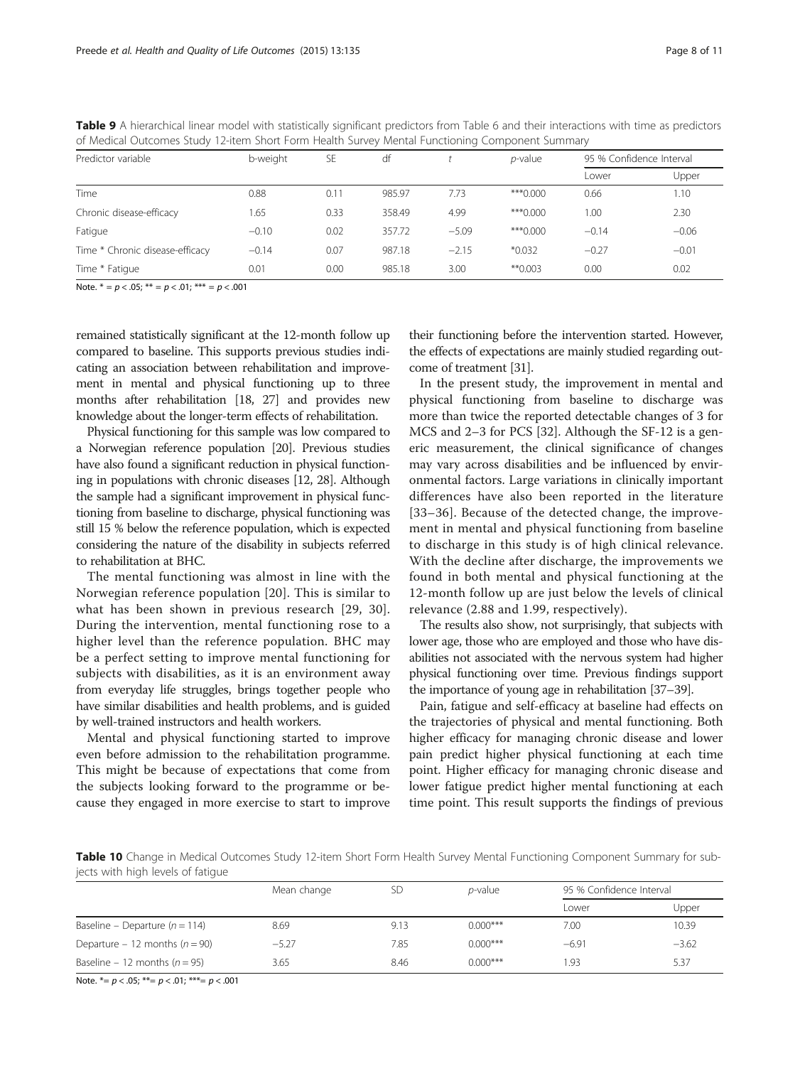**Table 9** A hierarchical linear model with statistically significant predictors from Table 6 and their interactions with time as predictors of Medical Outcomes Study 12-item Short Form Health Survey Mental Functioning Component Summary

| Predictor variable | b-weight | SE | df | t | p-value | 95 % Confidence Interval | |
|---|---|---|---|---|---|---|---|
| | | | | | | Lower | Upper |
| Time | 0.88 | 0.11 | 985.97 | 7.73 | ***0.000 | 0.66 | 1.10 |
| Chronic disease-efficacy | 1.65 | 0.33 | 358.49 | 4.99 | ***0.000 | 1.00 | 2.30 |
| Fatigue | −0.10 | 0.02 | 357.72 | −5.09 | ***0.000 | −0.14 | −0.06 |
| Time * Chronic disease-efficacy | −0.14 | 0.07 | 987.18 | −2.15 | *0.032 | −0.27 | −0.01 |
| Time * Fatigue | 0.01 | 0.00 | 985.18 | 3.00 | **0.003 | 0.00 | 0.02 |

Note. * = $p < .05$; ** = $p < .01$; *** = $p < .001$

remained statistically significant at the 12-month follow up compared to baseline. This supports previous studies indicating an association between rehabilitation and improvement in mental and physical functioning up to three months after rehabilitation [18, 27] and provides new knowledge about the longer-term effects of rehabilitation.

Physical functioning for this sample was low compared to a Norwegian reference population [20]. Previous studies have also found a significant reduction in physical functioning in populations with chronic diseases [12, 28]. Although the sample had a significant improvement in physical functioning from baseline to discharge, physical functioning was still 15 % below the reference population, which is expected considering the nature of the disability in subjects referred to rehabilitation at BHC.

The mental functioning was almost in line with the Norwegian reference population [20]. This is similar to what has been shown in previous research [29, 30]. During the intervention, mental functioning rose to a higher level than the reference population. BHC may be a perfect setting to improve mental functioning for subjects with disabilities, as it is an environment away from everyday life struggles, brings together people who have similar disabilities and health problems, and is guided by well-trained instructors and health workers.

Mental and physical functioning started to improve even before admission to the rehabilitation programme. This might be because of expectations that come from the subjects looking forward to the programme or because they engaged in more exercise to start to improve their functioning before the intervention started. However, the effects of expectations are mainly studied regarding outcome of treatment [31].

In the present study, the improvement in mental and physical functioning from baseline to discharge was more than twice the reported detectable changes of 3 for MCS and 2–3 for PCS [32]. Although the SF-12 is a generic measurement, the clinical significance of changes may vary across disabilities and be influenced by environmental factors. Large variations in clinically important differences have also been reported in the literature [33–36]. Because of the detected change, the improvement in mental and physical functioning from baseline to discharge in this study is of high clinical relevance. With the decline after discharge, the improvements we found in both mental and physical functioning at the 12-month follow up are just below the levels of clinical relevance (2.88 and 1.99, respectively).

The results also show, not surprisingly, that subjects with lower age, those who are employed and those who have disabilities not associated with the nervous system had higher physical functioning over time. Previous findings support the importance of young age in rehabilitation [37–39].

Pain, fatigue and self-efficacy at baseline had effects on the trajectories of physical and mental functioning. Both higher efficacy for managing chronic disease and lower pain predict higher physical functioning at each time point. Higher efficacy for managing chronic disease and lower fatigue predict higher mental functioning at each time point. This result supports the findings of previous

**Table 10** Change in Medical Outcomes Study 12-item Short Form Health Survey Mental Functioning Component Summary for subjects with high levels of fatigue

| | Mean change | SD | p-value | 95 % Confidence Interval | |
|---|---|---|---|---|---|
| | | | | Lower | Upper |
| Baseline – Departure ($n = 114$) | 8.69 | 9.13 | 0.000*** | 7.00 | 10.39 |
| Departure – 12 months ($n = 90$) | −5.27 | 7.85 | 0.000*** | −6.91 | −3.62 |
| Baseline – 12 months ($n = 95$) | 3.65 | 8.46 | 0.000*** | 1.93 | 5.37 |

Note. *= $p < .05$; **= $p < .01$; ***= $p < .001$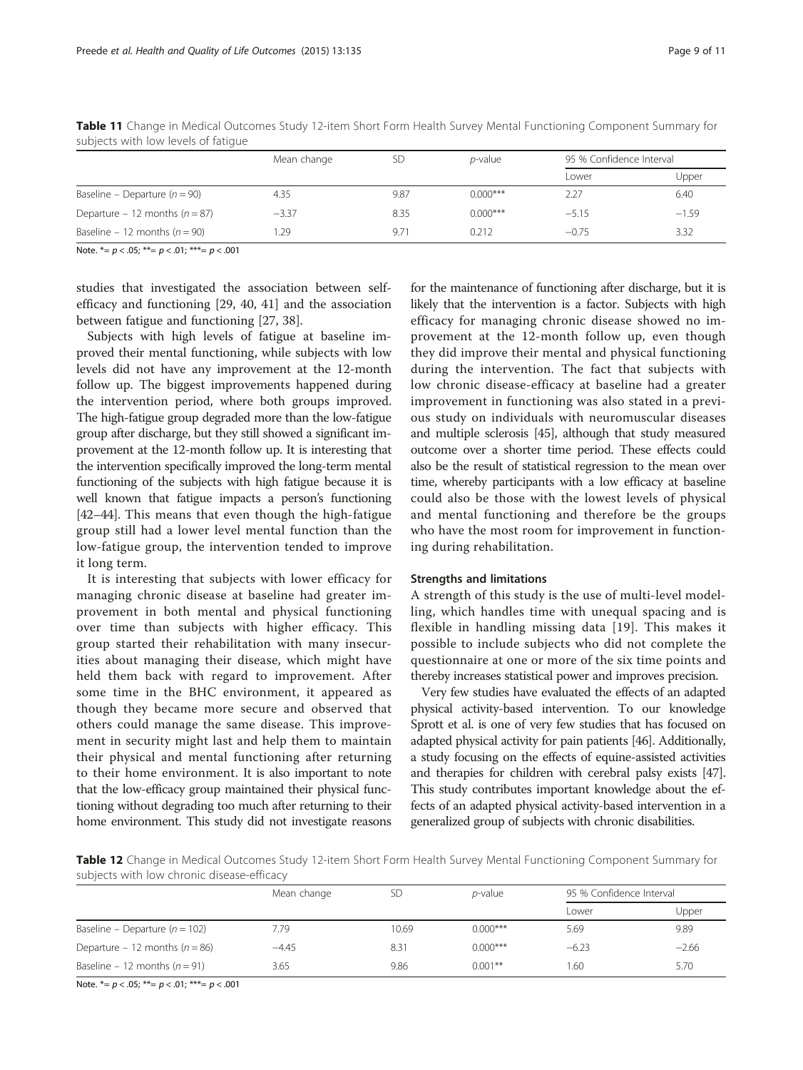**Table 11** Change in Medical Outcomes Study 12-item Short Form Health Survey Mental Functioning Component Summary for subjects with low levels of fatigue

| | Mean change | SD | *p*-value | 95 % Confidence Interval | |
|---|---|---|---|---|---|
| | | | | Lower | Upper |
| Baseline – Departure ($n = 90$) | 4.35 | 9.87 | 0.000*** | 2.27 | 6.40 |
| Departure – 12 months ($n = 87$) | −3.37 | 8.35 | 0.000*** | −5.15 | −1.59 |
| Baseline – 12 months ($n = 90$) | 1.29 | 9.71 | 0.212 | −0.75 | 3.32 |

Note. *= $p < .05$; **= $p < .01$; ***= $p < .001$

studies that investigated the association between self-efficacy and functioning [29, 40, 41] and the association between fatigue and functioning [27, 38].

Subjects with high levels of fatigue at baseline improved their mental functioning, while subjects with low levels did not have any improvement at the 12-month follow up. The biggest improvements happened during the intervention period, where both groups improved. The high-fatigue group degraded more than the low-fatigue group after discharge, but they still showed a significant improvement at the 12-month follow up. It is interesting that the intervention specifically improved the long-term mental functioning of the subjects with high fatigue because it is well known that fatigue impacts a person's functioning [42–44]. This means that even though the high-fatigue group still had a lower level mental function than the low-fatigue group, the intervention tended to improve it long term.

It is interesting that subjects with lower efficacy for managing chronic disease at baseline had greater improvement in both mental and physical functioning over time than subjects with higher efficacy. This group started their rehabilitation with many insecurities about managing their disease, which might have held them back with regard to improvement. After some time in the BHC environment, it appeared as though they became more secure and observed that others could manage the same disease. This improvement in security might last and help them to maintain their physical and mental functioning after returning to their home environment. It is also important to note that the low-efficacy group maintained their physical functioning without degrading too much after returning to their home environment. This study did not investigate reasons for the maintenance of functioning after discharge, but it is likely that the intervention is a factor. Subjects with high efficacy for managing chronic disease showed no improvement at the 12-month follow up, even though they did improve their mental and physical functioning during the intervention. The fact that subjects with low chronic disease-efficacy at baseline had a greater improvement in functioning was also stated in a previous study on individuals with neuromuscular diseases and multiple sclerosis [45], although that study measured outcome over a shorter time period. These effects could also be the result of statistical regression to the mean over time, whereby participants with a low efficacy at baseline could also be those with the lowest levels of physical and mental functioning and therefore be the groups who have the most room for improvement in functioning during rehabilitation.

#### Strengths and limitations

A strength of this study is the use of multi-level modelling, which handles time with unequal spacing and is flexible in handling missing data [19]. This makes it possible to include subjects who did not complete the questionnaire at one or more of the six time points and thereby increases statistical power and improves precision.

Very few studies have evaluated the effects of an adapted physical activity-based intervention. To our knowledge Sprott et al. is one of very few studies that has focused on adapted physical activity for pain patients [46]. Additionally, a study focusing on the effects of equine-assisted activities and therapies for children with cerebral palsy exists [47]. This study contributes important knowledge about the effects of an adapted physical activity-based intervention in a generalized group of subjects with chronic disabilities.

**Table 12** Change in Medical Outcomes Study 12-item Short Form Health Survey Mental Functioning Component Summary for subjects with low chronic disease-efficacy

| | Mean change | SD | *p*-value | 95 % Confidence Interval | |
|---|---|---|---|---|---|
| | | | | Lower | Upper |
| Baseline – Departure ($n = 102$) | 7.79 | 10.69 | 0.000*** | 5.69 | 9.89 |
| Departure – 12 months ($n = 86$) | −4.45 | 8.31 | 0.000*** | −6.23 | −2.66 |
| Baseline – 12 months ($n = 91$) | 3.65 | 9.86 | 0.001** | 1.60 | 5.70 |

Note. *= $p < .05$; **= $p < .01$; ***= $p < .001$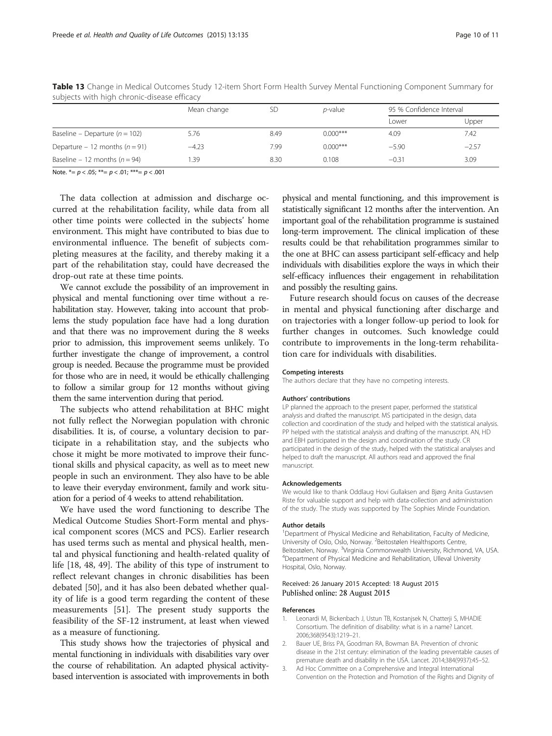**Table 13** Change in Medical Outcomes Study 12-item Short Form Health Survey Mental Functioning Component Summary for subjects with high chronic-disease efficacy

| | Mean change | SD | $p$-value | 95 % Confidence Interval | |
|---|---|---|---|---|---|
| | | | | Lower | Upper |
| Baseline – Departure ($n = 102$) | 5.76 | 8.49 | 0.000*** | 4.09 | 7.42 |
| Departure – 12 months ($n = 91$) | −4.23 | 7.99 | 0.000*** | −5.90 | −2.57 |
| Baseline – 12 months ($n = 94$) | 1.39 | 8.30 | 0.108 | −0.31 | 3.09 |

Note. *= $p < .05$; **= $p < .01$; ***= $p < .001$

The data collection at admission and discharge occurred at the rehabilitation facility, while data from all other time points were collected in the subjects' home environment. This might have contributed to bias due to environmental influence. The benefit of subjects completing measures at the facility, and thereby making it a part of the rehabilitation stay, could have decreased the drop-out rate at these time points.

We cannot exclude the possibility of an improvement in physical and mental functioning over time without a rehabilitation stay. However, taking into account that problems the study population face have had a long duration and that there was no improvement during the 8 weeks prior to admission, this improvement seems unlikely. To further investigate the change of improvement, a control group is needed. Because the programme must be provided for those who are in need, it would be ethically challenging to follow a similar group for 12 months without giving them the same intervention during that period.

The subjects who attend rehabilitation at BHC might not fully reflect the Norwegian population with chronic disabilities. It is, of course, a voluntary decision to participate in a rehabilitation stay, and the subjects who chose it might be more motivated to improve their functional skills and physical capacity, as well as to meet new people in such an environment. They also have to be able to leave their everyday environment, family and work situation for a period of 4 weeks to attend rehabilitation.

We have used the word functioning to describe The Medical Outcome Studies Short-Form mental and physical component scores (MCS and PCS). Earlier research has used terms such as mental and physical health, mental and physical functioning and health-related quality of life [18, 48, 49]. The ability of this type of instrument to reflect relevant changes in chronic disabilities has been debated [50], and it has also been debated whether quality of life is a good term regarding the content of these measurements [51]. The present study supports the feasibility of the SF-12 instrument, at least when viewed as a measure of functioning.

This study shows how the trajectories of physical and mental functioning in individuals with disabilities vary over the course of rehabilitation. An adapted physical activity-based intervention is associated with improvements in both physical and mental functioning, and this improvement is statistically significant 12 months after the intervention. An important goal of the rehabilitation programme is sustained long-term improvement. The clinical implication of these results could be that rehabilitation programmes similar to the one at BHC can assess participant self-efficacy and help individuals with disabilities explore the ways in which their self-efficacy influences their engagement in rehabilitation and possibly the resulting gains.

Future research should focus on causes of the decrease in mental and physical functioning after discharge and on trajectories with a longer follow-up period to look for further changes in outcomes. Such knowledge could contribute to improvements in the long-term rehabilitation care for individuals with disabilities.

#### Competing interests

The authors declare that they have no competing interests.

#### Authors' contributions

LP planned the approach to the present paper, performed the statistical analysis and drafted the manuscript. MS participated in the design, data collection and coordination of the study and helped with the statistical analysis. PP helped with the statistical analysis and drafting of the manuscript. AN, HD and EBH participated in the design and coordination of the study. CR participated in the design of the study, helped with the statistical analyses and helped to draft the manuscript. All authors read and approved the final manuscript.

#### Acknowledgements

We would like to thank Oddlaug Hovi Gullaksen and Bjørg Anita Gustavsen Riste for valuable support and help with data-collection and administration of the study. The study was supported by The Sophies Minde Foundation.

#### Author details

[1]Department of Physical Medicine and Rehabilitation, Faculty of Medicine, University of Oslo, Oslo, Norway. [2]Beitostølen Healthsports Centre, Beitostølen, Norway. [3]Virginia Commonwealth University, Richmond, VA, USA. [4]Department of Physical Medicine and Rehabilitation, Ulleval University Hospital, Oslo, Norway.

Received: 26 January 2015 Accepted: 18 August 2015
Published online: 28 August 2015

#### References

1. Leonardi M, Bickenbach J, Ustun TB, Kostanjsek N, Chatterji S, MHADIE Consortium. The definition of disability: what is in a name? Lancet. 2006;368(9543):1219–21.
2. Bauer UE, Briss PA, Goodman RA, Bowman BA. Prevention of chronic disease in the 21st century: elimination of the leading preventable causes of premature death and disability in the USA. Lancet. 2014;384(9937):45–52.
3. Ad Hoc Committee on a Comprehensive and Integral International Convention on the Protection and Promotion of the Rights and Dignity of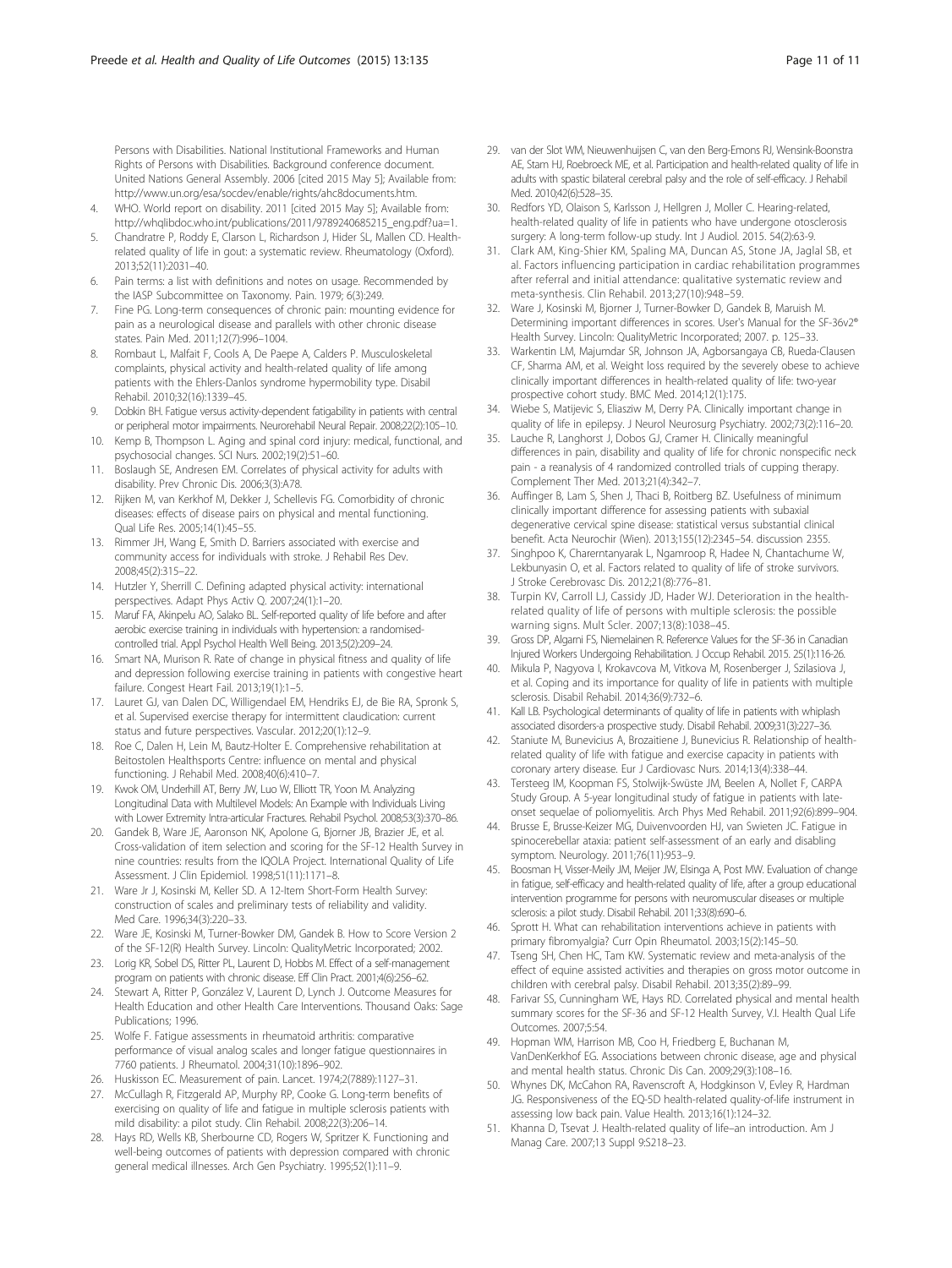Persons with Disabilities. National Institutional Frameworks and Human Rights of Persons with Disabilities. Background conference document. United Nations General Assembly. 2006 [cited 2015 May 5]; Available from: http://www.un.org/esa/socdev/enable/rights/ahc8documents.htm.

4. WHO. World report on disability. 2011 [cited 2015 May 5]; Available from: http://whqlibdoc.who.int/publications/2011/9789240685215_eng.pdf?ua=1.
5. Chandratre P, Roddy E, Clarson L, Richardson J, Hider SL, Mallen CD. Health-related quality of life in gout: a systematic review. Rheumatology (Oxford). 2013;52(11):2031–40.
6. Pain terms: a list with definitions and notes on usage. Recommended by the IASP Subcommittee on Taxonomy. Pain. 1979; 6(3):249.
7. Fine PG. Long-term consequences of chronic pain: mounting evidence for pain as a neurological disease and parallels with other chronic disease states. Pain Med. 2011;12(7):996–1004.
8. Rombaut L, Malfait F, Cools A, De Paepe A, Calders P. Musculoskeletal complaints, physical activity and health-related quality of life among patients with the Ehlers-Danlos syndrome hypermobility type. Disabil Rehabil. 2010;32(16):1339–45.
9. Dobkin BH. Fatigue versus activity-dependent fatigability in patients with central or peripheral motor impairments. Neurorehabil Neural Repair. 2008;22(2):105–10.
10. Kemp B, Thompson L. Aging and spinal cord injury: medical, functional, and psychosocial changes. SCI Nurs. 2002;19(2):51–60.
11. Boslaugh SE, Andresen EM. Correlates of physical activity for adults with disability. Prev Chronic Dis. 2006;3(3):A78.
12. Rijken M, van Kerkhof M, Dekker J, Schellevis FG. Comorbidity of chronic diseases: effects of disease pairs on physical and mental functioning. Qual Life Res. 2005;14(1):45–55.
13. Rimmer JH, Wang E, Smith D. Barriers associated with exercise and community access for individuals with stroke. J Rehabil Res Dev. 2008;45(2):315–22.
14. Hutzler Y, Sherrill C. Defining adapted physical activity: international perspectives. Adapt Phys Activ Q. 2007;24(1):1–20.
15. Maruf FA, Akinpelu AO, Salako BL. Self-reported quality of life before and after aerobic exercise training in individuals with hypertension: a randomised-controlled trial. Appl Psychol Health Well Being. 2013;5(2):209–24.
16. Smart NA, Murison R. Rate of change in physical fitness and quality of life and depression following exercise training in patients with congestive heart failure. Congest Heart Fail. 2013;19(1):1–5.
17. Lauret GJ, van Dalen DC, Willigendael EM, Hendriks EJ, de Bie RA, Spronk S, et al. Supervised exercise therapy for intermittent claudication: current status and future perspectives. Vascular. 2012;20(1):12–9.
18. Roe C, Dalen H, Lein M, Bautz-Holter E. Comprehensive rehabilitation at Beitostolen Healthsports Centre: influence on mental and physical functioning. J Rehabil Med. 2008;40(6):410–7.
19. Kwok OM, Underhill AT, Berry JW, Luo W, Elliott TR, Yoon M. Analyzing Longitudinal Data with Multilevel Models: An Example with Individuals Living with Lower Extremity Intra-articular Fractures. Rehabil Psychol. 2008;53(3):370–86.
20. Gandek B, Ware JE, Aaronson NK, Apolone G, Bjorner JB, Brazier JE, et al. Cross-validation of item selection and scoring for the SF-12 Health Survey in nine countries: results from the IQOLA Project. International Quality of Life Assessment. J Clin Epidemiol. 1998;51(11):1171–8.
21. Ware Jr J, Kosinski M, Keller SD. A 12-Item Short-Form Health Survey: construction of scales and preliminary tests of reliability and validity. Med Care. 1996;34(3):220–33.
22. Ware JE, Kosinski M, Turner-Bowker DM, Gandek B. How to Score Version 2 of the SF-12(R) Health Survey. Lincoln: QualityMetric Incorporated; 2002.
23. Lorig KR, Sobel DS, Ritter PL, Laurent D, Hobbs M. Effect of a self-management program on patients with chronic disease. Eff Clin Pract. 2001;4(6):256–62.
24. Stewart A, Ritter P, González V, Laurent D, Lynch J. Outcome Measures for Health Education and other Health Care Interventions. Thousand Oaks: Sage Publications; 1996.
25. Wolfe F. Fatigue assessments in rheumatoid arthritis: comparative performance of visual analog scales and longer fatigue questionnaires in 7760 patients. J Rheumatol. 2004;31(10):1896–902.
26. Huskisson EC. Measurement of pain. Lancet. 1974;2(7889):1127–31.
27. McCullagh R, Fitzgerald AP, Murphy RP, Cooke G. Long-term benefits of exercising on quality of life and fatigue in multiple sclerosis patients with mild disability: a pilot study. Clin Rehabil. 2008;22(3):206–14.
28. Hays RD, Wells KB, Sherbourne CD, Rogers W, Spritzer K. Functioning and well-being outcomes of patients with depression compared with chronic general medical illnesses. Arch Gen Psychiatry. 1995;52(1):11–9.
29. van der Slot WM, Nieuwenhuijsen C, van den Berg-Emons RJ, Wensink-Boonstra AE, Stam HJ, Roebroeck ME, et al. Participation and health-related quality of life in adults with spastic bilateral cerebral palsy and the role of self-efficacy. J Rehabil Med. 2010;42(6):528–35.
30. Redfors YD, Olaison S, Karlsson J, Hellgren J, Moller C. Hearing-related, health-related quality of life in patients who have undergone otosclerosis surgery: A long-term follow-up study. Int J Audiol. 2015. 54(2):63-9.
31. Clark AM, King-Shier KM, Spaling MA, Duncan AS, Stone JA, Jaglal SB, et al. Factors influencing participation in cardiac rehabilitation programmes after referral and initial attendance: qualitative systematic review and meta-synthesis. Clin Rehabil. 2013;27(10):948–59.
32. Ware J, Kosinski M, Bjorner J, Turner-Bowker D, Gandek B, Maruish M. Determining important differences in scores. User's Manual for the SF-36v2® Health Survey. Lincoln: QualityMetric Incorporated; 2007. p. 125–33.
33. Warkentin LM, Majumdar SR, Johnson JA, Agborsangaya CB, Rueda-Clausen CF, Sharma AM, et al. Weight loss required by the severely obese to achieve clinically important differences in health-related quality of life: two-year prospective cohort study. BMC Med. 2014;12(1):175.
34. Wiebe S, Matijevic S, Eliasziw M, Derry PA. Clinically important change in quality of life in epilepsy. J Neurol Neurosurg Psychiatry. 2002;73(2):116–20.
35. Lauche R, Langhorst J, Dobos GJ, Cramer H. Clinically meaningful differences in pain, disability and quality of life for chronic nonspecific neck pain - a reanalysis of 4 randomized controlled trials of cupping therapy. Complement Ther Med. 2013;21(4):342–7.
36. Auffinger B, Lam S, Shen J, Thaci B, Roitberg BZ. Usefulness of minimum clinically important difference for assessing patients with subaxial degenerative cervical spine disease: statistical versus substantial clinical benefit. Acta Neurochir (Wien). 2013;155(12):2345–54. discussion 2355.
37. Singhpoo K, Charerntanyarak L, Ngamroop R, Hadee N, Chantachume W, Lekbunyasin O, et al. Factors related to quality of life of stroke survivors. J Stroke Cerebrovasc Dis. 2012;21(8):776–81.
38. Turpin KV, Carroll LJ, Cassidy JD, Hader WJ. Deterioration in the health-related quality of life of persons with multiple sclerosis: the possible warning signs. Mult Scler. 2007;13(8):1038–45.
39. Gross DP, Algarni FS, Niemelainen R. Reference Values for the SF-36 in Canadian Injured Workers Undergoing Rehabilitation. J Occup Rehabil. 2015. 25(1):116-26.
40. Mikula P, Nagyova I, Krokavcova M, Vitkova M, Rosenberger J, Szilasiova J, et al. Coping and its importance for quality of life in patients with multiple sclerosis. Disabil Rehabil. 2014;36(9):732–6.
41. Kall LB. Psychological determinants of quality of life in patients with whiplash associated disorders-a prospective study. Disabil Rehabil. 2009;31(3):227–36.
42. Staniute M, Bunevicius A, Brozaitiene J, Bunevicius R. Relationship of health-related quality of life with fatigue and exercise capacity in patients with coronary artery disease. Eur J Cardiovasc Nurs. 2014;13(4):338–44.
43. Tersteeg IM, Koopman FS, Stolwijk-Swüste JM, Beelen A, Nollet F, CARPA Study Group. A 5-year longitudinal study of fatigue in patients with late-onset sequelae of poliomyelitis. Arch Phys Med Rehabil. 2011;92(6):899–904.
44. Brusse E, Brusse-Keizer MG, Duivenvoorden HJ, van Swieten JC. Fatigue in spinocerebellar ataxia: patient self-assessment of an early and disabling symptom. Neurology. 2011;76(11):953–9.
45. Boosman H, Visser-Meily JM, Meijer JW, Elsinga A, Post MW. Evaluation of change in fatigue, self-efficacy and health-related quality of life, after a group educational intervention programme for persons with neuromuscular diseases or multiple sclerosis: a pilot study. Disabil Rehabil. 2011;33(8):690–6.
46. Sprott H. What can rehabilitation interventions achieve in patients with primary fibromyalgia? Curr Opin Rheumatol. 2003;15(2):145–50.
47. Tseng SH, Chen HC, Tam KW. Systematic review and meta-analysis of the effect of equine assisted activities and therapies on gross motor outcome in children with cerebral palsy. Disabil Rehabil. 2013;35(2):89–99.
48. Farivar SS, Cunningham WE, Hays RD. Correlated physical and mental health summary scores for the SF-36 and SF-12 Health Survey, V.I. Health Qual Life Outcomes. 2007;5:54.
49. Hopman WM, Harrison MB, Coo H, Friedberg E, Buchanan M, VanDenKerkhof EG. Associations between chronic disease, age and physical and mental health status. Chronic Dis Can. 2009;29(3):108–16.
50. Whynes DK, McCahon RA, Ravenscroft A, Hodgkinson V, Evley R, Hardman JG. Responsiveness of the EQ-5D health-related quality-of-life instrument in assessing low back pain. Value Health. 2013;16(1):124–32.
51. Khanna D, Tsevat J. Health-related quality of life–an introduction. Am J Manag Care. 2007;13 Suppl 9:S218–23.